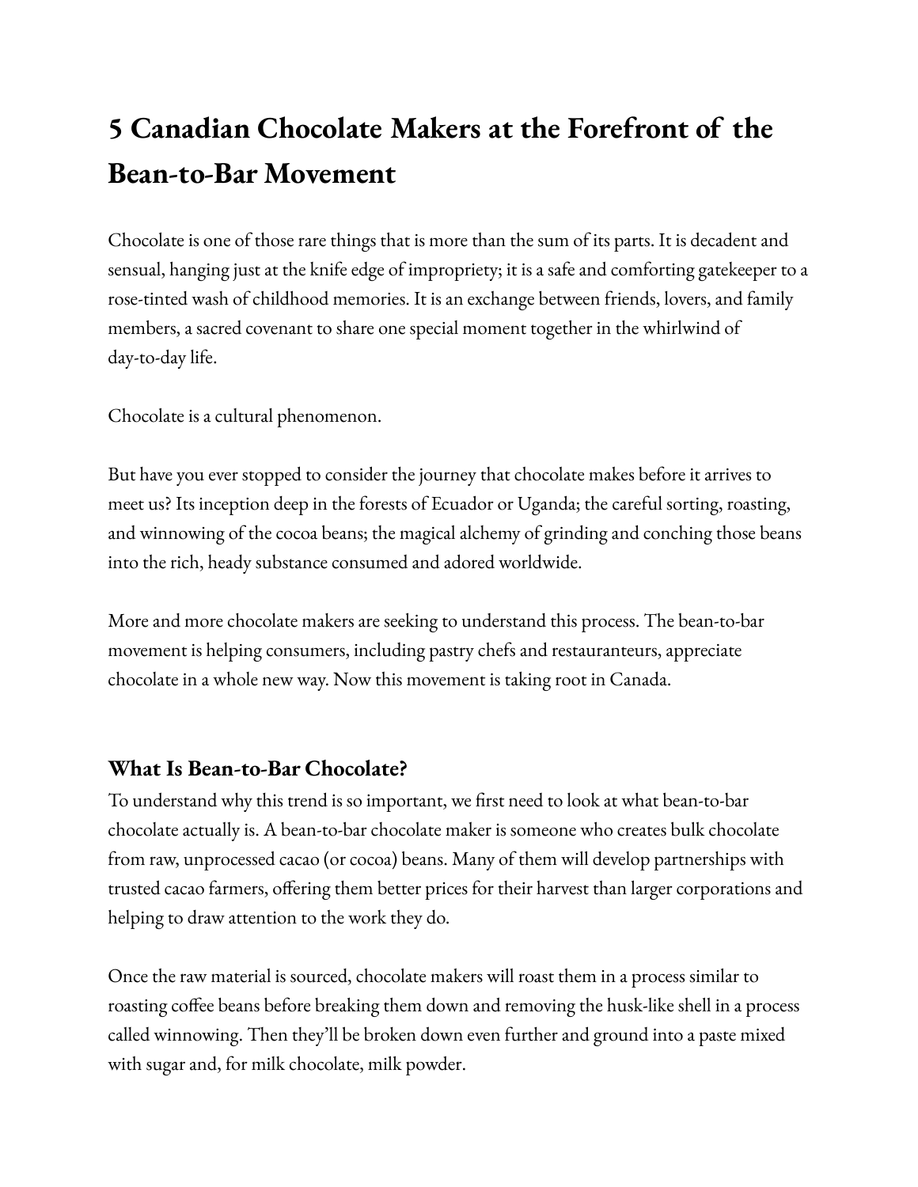# 5 Canadian Chocolate Makers at the Forefront of the Bean-to-Bar Movement

Chocolate is one of those rare things that is more than the sum of its parts. It is decadent and sensual, hanging just at the knife edge of impropriety; it is a safe and comforting gatekeeper to a rose-tinted wash of childhood memories. It is an exchange between friends, lovers, and family members, a sacred covenant to share one special moment together in the whirlwind of day-to-day life.

Chocolate is a cultural phenomenon.

But have you ever stopped to consider the journey that chocolate makes before it arrives to meet us? Its inception deep in the forests of Ecuador or Uganda; the careful sorting, roasting, and winnowing of the cocoa beans; the magical alchemy of grinding and conching those beans into the rich, heady substance consumed and adored worldwide.

More and more chocolate makers are seeking to understand this process. The bean-to-bar movement is helping consumers, including pastry chefs and restauranteurs, appreciate chocolate in a whole new way. Now this movement is taking root in Canada.

## What Is Bean-to-Bar Chocolate?

To understand why this trend is so important, we first need to look at what bean-to-bar chocolate actually is. A bean-to-bar chocolate maker is someone who creates bulk chocolate from raw, unprocessed cacao (or cocoa) beans. Many of them will develop partnerships with trusted cacao farmers, offering them better prices for their harvest than larger corporations and helping to draw attention to the work they do.

Once the raw material is sourced, chocolate makers will roast them in a process similar to roasting coffee beans before breaking them down and removing the husk-like shell in a process called winnowing. Then they'll be broken down even further and ground into a paste mixed with sugar and, for milk chocolate, milk powder.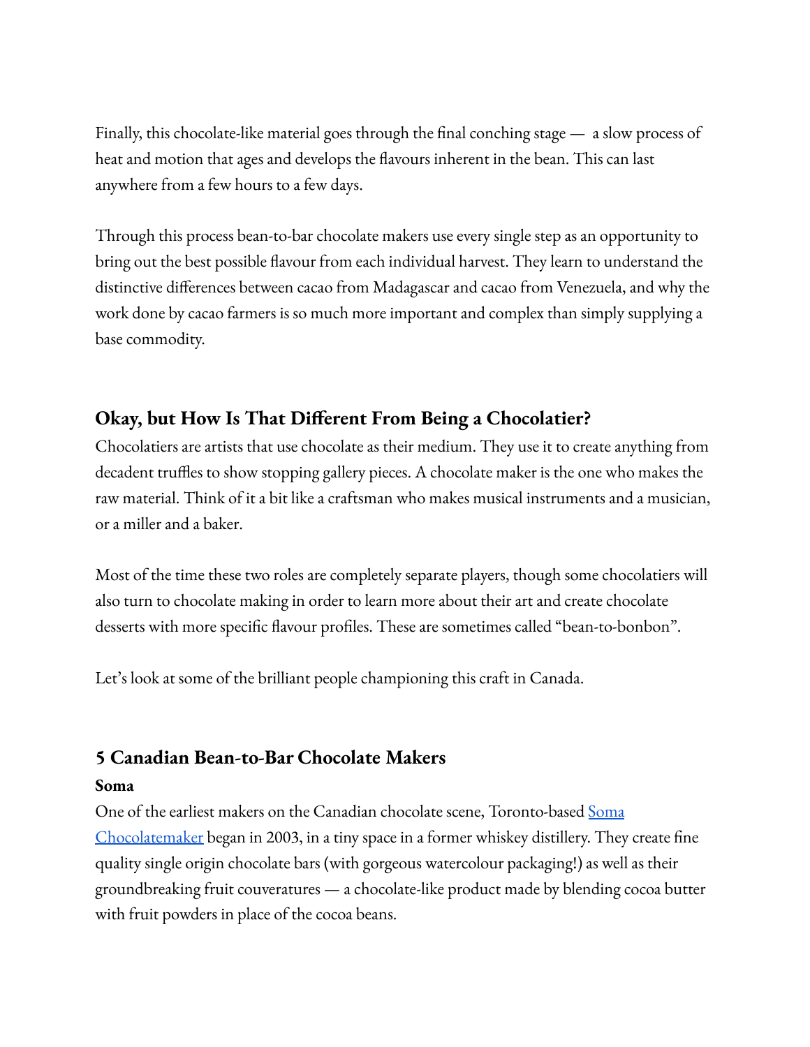Finally, this chocolate-like material goes through the final conching stage — a slow process of heat and motion that ages and develops the flavours inherent in the bean. This can last anywhere from a few hours to a few days.

Through this process bean-to-bar chocolate makers use every single step as an opportunity to bring out the best possible flavour from each individual harvest. They learn to understand the distinctive differences between cacao from Madagascar and cacao from Venezuela, and why the work done by cacao farmers is so much more important and complex than simply supplying a base commodity.

## Okay, but How Is That Different From Being a Chocolatier?

Chocolatiers are artists that use chocolate as their medium. They use it to create anything from decadent truffles to show stopping gallery pieces. A chocolate maker is the one who makes the raw material. Think of it a bit like a craftsman who makes musical instruments and a musician, or a miller and a baker.

Most of the time these two roles are completely separate players, though some chocolatiers will also turn to chocolate making in order to learn more about their art and create chocolate desserts with more specific flavour profiles. These are sometimes called "bean-to-bonbon".

Let's look at some of the brilliant people championing this craft in Canada.

## 5 Canadian Bean-to-Bar Chocolate Makers

**Soma**

One of the earliest makers on the Canadian chocolate scene, Toronto-based Soma Chocolatemaker began in 2003, in a tiny space in a former whiskey distillery. They create fine quality single origin chocolate bars (with gorgeous watercolour packaging!) as well as their groundbreaking fruit couveratures — a chocolate-like product made by blending cocoa butter with fruit powders in place of the cocoa beans.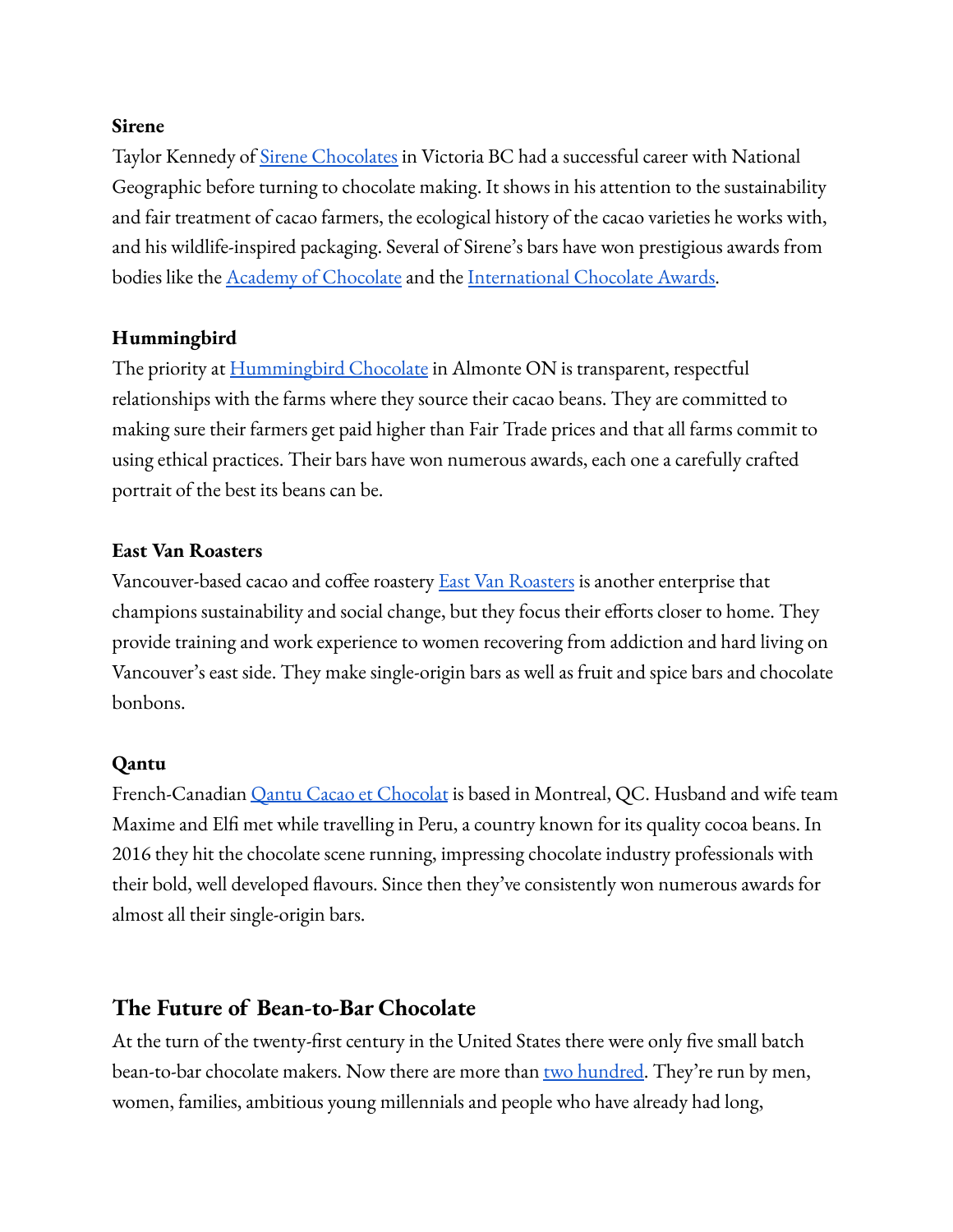**Sirene**

Taylor Kennedy of Sirene Chocolates in Victoria BC had a successful career with National Geographic before turning to chocolate making. It shows in his attention to the sustainability and fair treatment of cacao farmers, the ecological history of the cacao varieties he works with, and his wildlife-inspired packaging. Several of Sirene's bars have won prestigious awards from bodies like the Academy of Chocolate and the International Chocolate Awards.

**Hummingbird**

The priority at Hummingbird Chocolate in Almonte ON is transparent, respectful relationships with the farms where they source their cacao beans. They are committed to making sure their farmers get paid higher than Fair Trade prices and that all farms commit to using ethical practices. Their bars have won numerous awards, each one a carefully crafted portrait of the best its beans can be.

**East Van Roasters**

Vancouver-based cacao and coffee roastery East Van Roasters is another enterprise that champions sustainability and social change, but they focus their efforts closer to home. They provide training and work experience to women recovering from addiction and hard living on Vancouver's east side. They make single-origin bars as well as fruit and spice bars and chocolate bonbons.

**Qantu**

French-Canadian Qantu Cacao et Chocolat is based in Montreal, QC. Husband and wife team Maxime and Elfi met while travelling in Peru, a country known for its quality cocoa beans. In 2016 they hit the chocolate scene running, impressing chocolate industry professionals with their bold, well developed flavours. Since then they've consistently won numerous awards for almost all their single-origin bars.

## The Future of Bean-to-Bar Chocolate

At the turn of the twenty-first century in the United States there were only five small batch bean-to-bar chocolate makers. Now there are more than two hundred. They're run by men, women, families, ambitious young millennials and people who have already had long,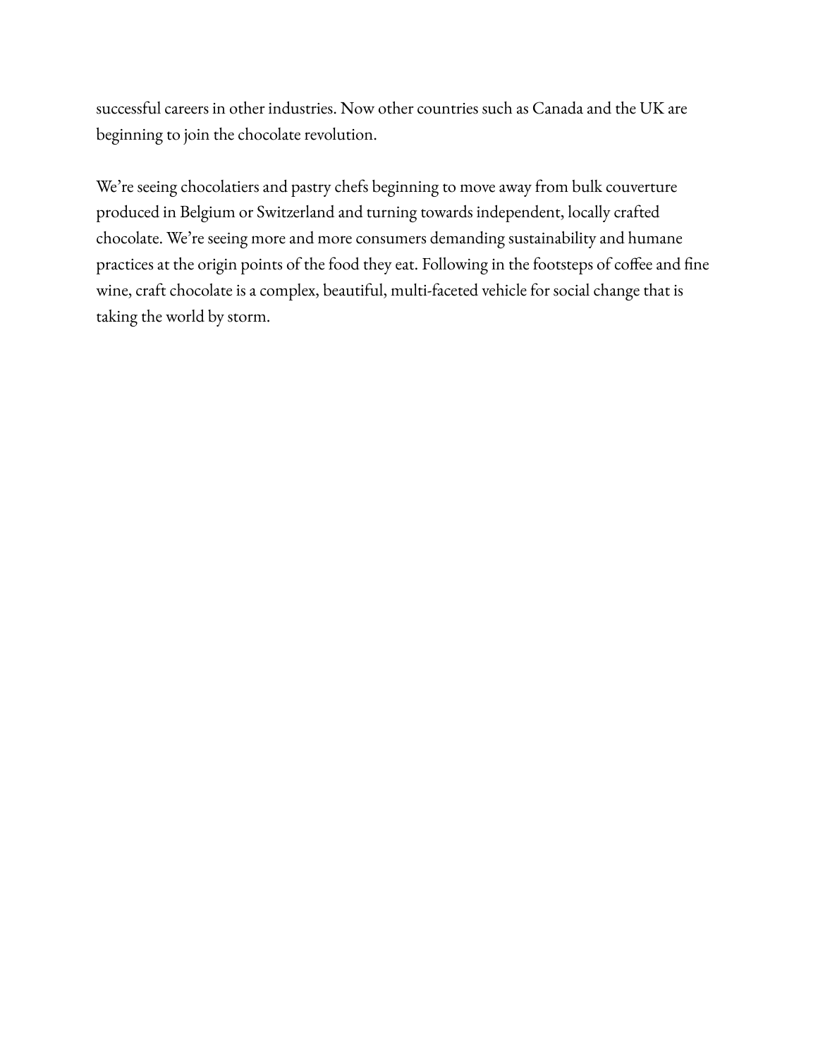successful careers in other industries. Now other countries such as Canada and the UK are beginning to join the chocolate revolution.

We're seeing chocolatiers and pastry chefs beginning to move away from bulk couverture produced in Belgium or Switzerland and turning towards independent, locally crafted chocolate. We're seeing more and more consumers demanding sustainability and humane practices at the origin points of the food they eat. Following in the footsteps of coffee and fine wine, craft chocolate is a complex, beautiful, multi-faceted vehicle for social change that is taking the world by storm.